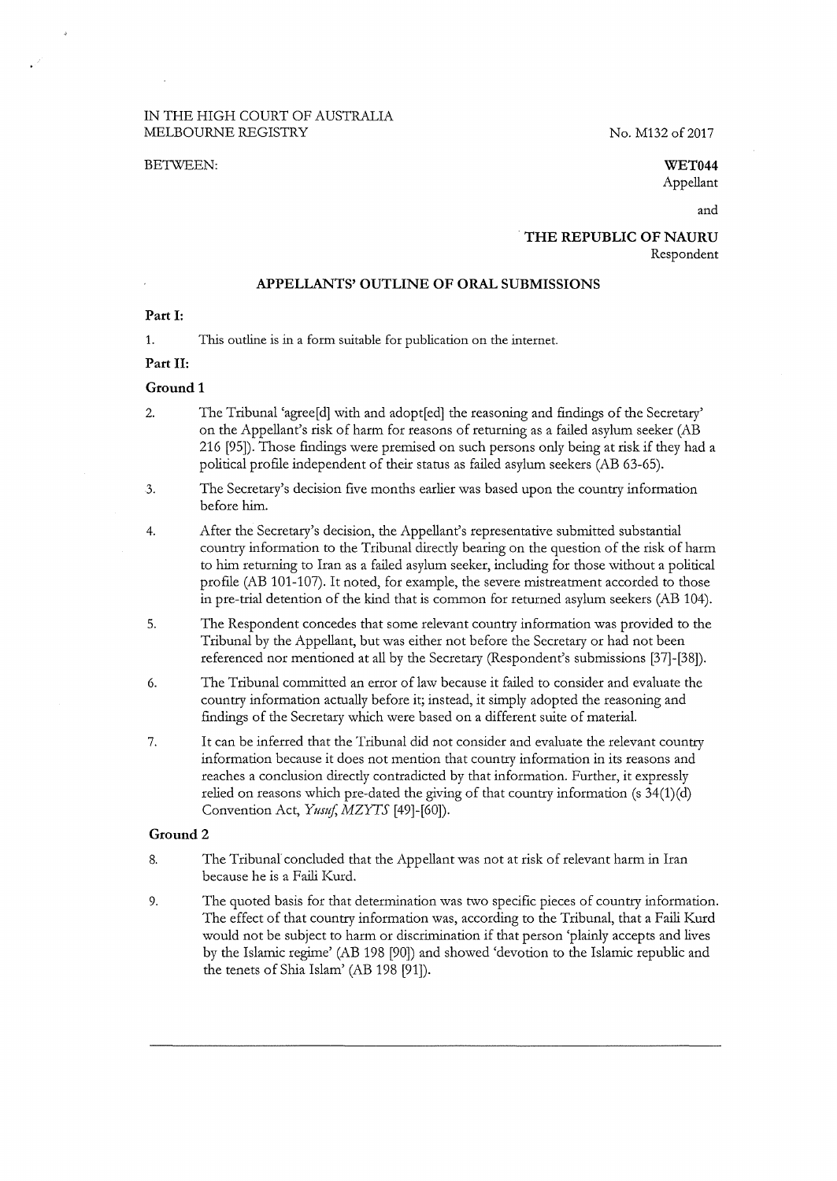IN THE HIGH COURT OF AUSTRALIA
MELBOURNE REGISTRY

No. M132 of 2017

BETWEEN:

**WET044**
Appellant

and

**THE REPUBLIC OF NAURU**
Respondent

## APPELLANTS' OUTLINE OF ORAL SUBMISSIONS

**Part I:**

1. This outline is in a form suitable for publication on the internet.

**Part II:**

**Ground 1**

2. The Tribunal 'agree[d] with and adopt[ed] the reasoning and findings of the Secretary' on the Appellant's risk of harm for reasons of returning as a failed asylum seeker (AB 216 [95]). Those findings were premised on such persons only being at risk if they had a political profile independent of their status as failed asylum seekers (AB 63-65).

3. The Secretary's decision five months earlier was based upon the country information before him.

4. After the Secretary's decision, the Appellant's representative submitted substantial country information to the Tribunal directly bearing on the question of the risk of harm to him returning to Iran as a failed asylum seeker, including for those without a political profile (AB 101-107). It noted, for example, the severe mistreatment accorded to those in pre-trial detention of the kind that is common for returned asylum seekers (AB 104).

5. The Respondent concedes that some relevant country information was provided to the Tribunal by the Appellant, but was either not before the Secretary or had not been referenced nor mentioned at all by the Secretary (Respondent's submissions [37]-[38]).

6. The Tribunal committed an error of law because it failed to consider and evaluate the country information actually before it; instead, it simply adopted the reasoning and findings of the Secretary which were based on a different suite of material.

7. It can be inferred that the Tribunal did not consider and evaluate the relevant country information because it does not mention that country information in its reasons and reaches a conclusion directly contradicted by that information. Further, it expressly relied on reasons which pre-dated the giving of that country information (s 34(1)(d) Convention Act, *Yusuf*, *MZYTS* [49]-[60]).

**Ground 2**

8. The Tribunal concluded that the Appellant was not at risk of relevant harm in Iran because he is a Faili Kurd.

9. The quoted basis for that determination was two specific pieces of country information. The effect of that country information was, according to the Tribunal, that a Faili Kurd would not be subject to harm or discrimination if that person 'plainly accepts and lives by the Islamic regime' (AB 198 [90]) and showed 'devotion to the Islamic republic and the tenets of Shia Islam' (AB 198 [91]).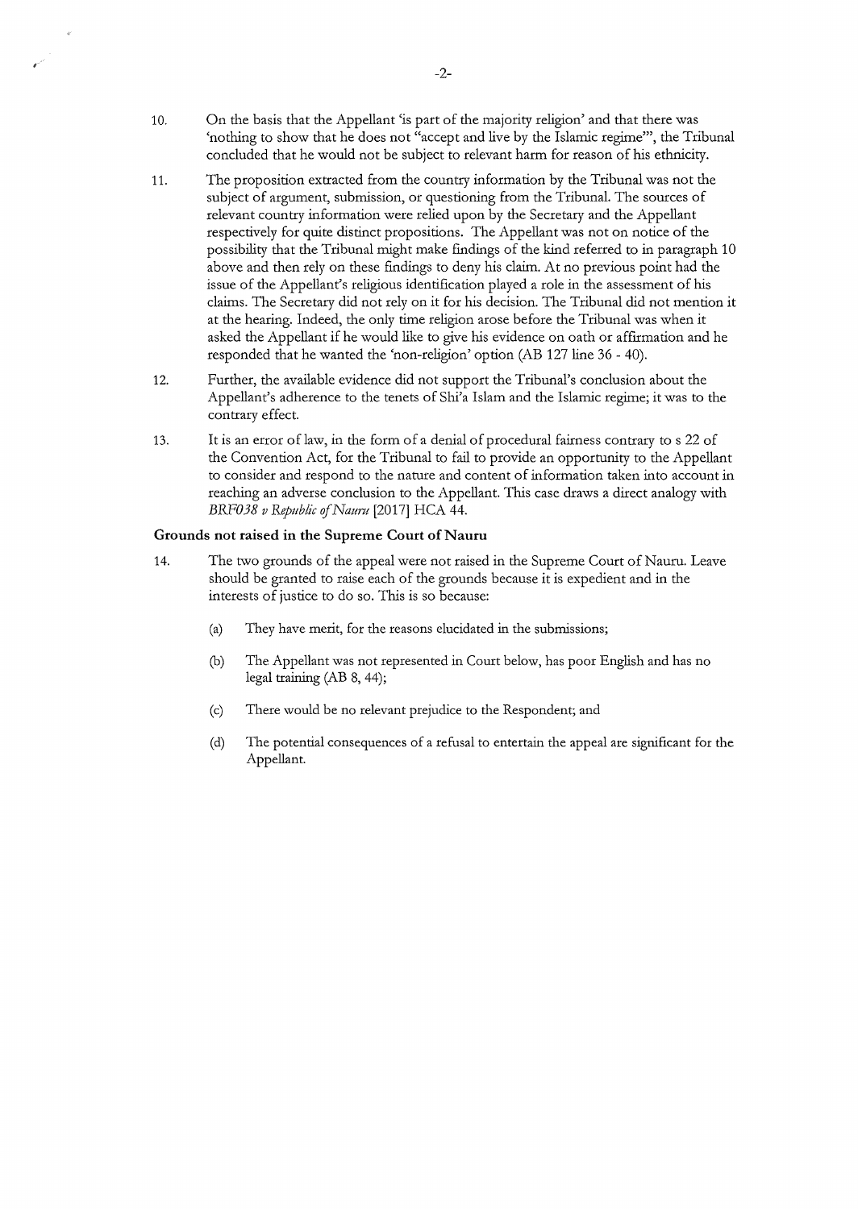10. On the basis that the Appellant 'is part of the majority religion' and that there was 'nothing to show that he does not "accept and live by the Islamic regime"', the Tribunal concluded that he would not be subject to relevant harm for reason of his ethnicity.

11. The proposition extracted from the country information by the Tribunal was not the subject of argument, submission, or questioning from the Tribunal. The sources of relevant country information were relied upon by the Secretary and the Appellant respectively for quite distinct propositions. The Appellant was not on notice of the possibility that the Tribunal might make findings of the kind referred to in paragraph 10 above and then rely on these findings to deny his claim. At no previous point had the issue of the Appellant's religious identification played a role in the assessment of his claims. The Secretary did not rely on it for his decision. The Tribunal did not mention it at the hearing. Indeed, the only time religion arose before the Tribunal was when it asked the Appellant if he would like to give his evidence on oath or affirmation and he responded that he wanted the 'non-religion' option (AB 127 line 36 - 40).

12. Further, the available evidence did not support the Tribunal's conclusion about the Appellant's adherence to the tenets of Shi'a Islam and the Islamic regime; it was to the contrary effect.

13. It is an error of law, in the form of a denial of procedural fairness contrary to s 22 of the Convention Act, for the Tribunal to fail to provide an opportunity to the Appellant to consider and respond to the nature and content of information taken into account in reaching an adverse conclusion to the Appellant. This case draws a direct analogy with *BRF038 v Republic of Nauru* [2017] HCA 44.

### Grounds not raised in the Supreme Court of Nauru

14. The two grounds of the appeal were not raised in the Supreme Court of Nauru. Leave should be granted to raise each of the grounds because it is expedient and in the interests of justice to do so. This is so because:

    (a) They have merit, for the reasons elucidated in the submissions;

    (b) The Appellant was not represented in Court below, has poor English and has no legal training (AB 8, 44);

    (c) There would be no relevant prejudice to the Respondent; and

    (d) The potential consequences of a refusal to entertain the appeal are significant for the Appellant.